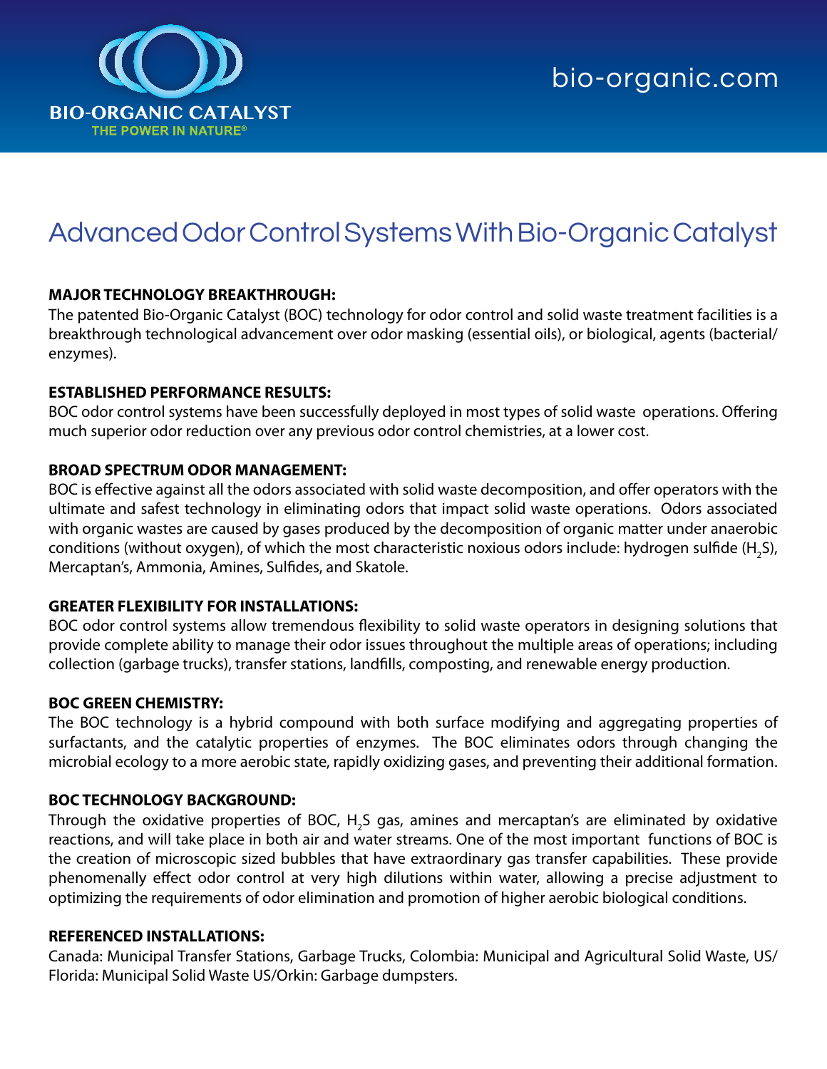BIO-ORGANIC CATALYST

THE POWER IN NATURE®

bio-organic.com

# Advanced Odor Control Systems With Bio-Organic Catalyst

**MAJOR TECHNOLOGY BREAKTHROUGH:**

The patented Bio-Organic Catalyst (BOC) technology for odor control and solid waste treatment facilities is a breakthrough technological advancement over odor masking (essential oils), or biological, agents (bacterial/ enzymes).

**ESTABLISHED PERFORMANCE RESULTS:**

BOC odor control systems have been successfully deployed in most types of solid waste operations. Offering much superior odor reduction over any previous odor control chemistries, at a lower cost.

**BROAD SPECTRUM ODOR MANAGEMENT:**

BOC is effective against all the odors associated with solid waste decomposition, and offer operators with the ultimate and safest technology in eliminating odors that impact solid waste operations. Odors associated with organic wastes are caused by gases produced by the decomposition of organic matter under anaerobic conditions (without oxygen), of which the most characteristic noxious odors include: hydrogen sulfide ($H_2S$), Mercaptan's, Ammonia, Amines, Sulfides, and Skatole.

**GREATER FLEXIBILITY FOR INSTALLATIONS:**

BOC odor control systems allow tremendous flexibility to solid waste operators in designing solutions that provide complete ability to manage their odor issues throughout the multiple areas of operations; including collection (garbage trucks), transfer stations, landfills, composting, and renewable energy production.

**BOC GREEN CHEMISTRY:**

The BOC technology is a hybrid compound with both surface modifying and aggregating properties of surfactants, and the catalytic properties of enzymes. The BOC eliminates odors through changing the microbial ecology to a more aerobic state, rapidly oxidizing gases, and preventing their additional formation.

**BOC TECHNOLOGY BACKGROUND:**

Through the oxidative properties of BOC, $H_2S$ gas, amines and mercaptan's are eliminated by oxidative reactions, and will take place in both air and water streams. One of the most important functions of BOC is the creation of microscopic sized bubbles that have extraordinary gas transfer capabilities. These provide phenomenally effect odor control at very high dilutions within water, allowing a precise adjustment to optimizing the requirements of odor elimination and promotion of higher aerobic biological conditions.

**REFERENCED INSTALLATIONS:**

Canada: Municipal Transfer Stations, Garbage Trucks, Colombia: Municipal and Agricultural Solid Waste, US/ Florida: Municipal Solid Waste US/Orkin: Garbage dumpsters.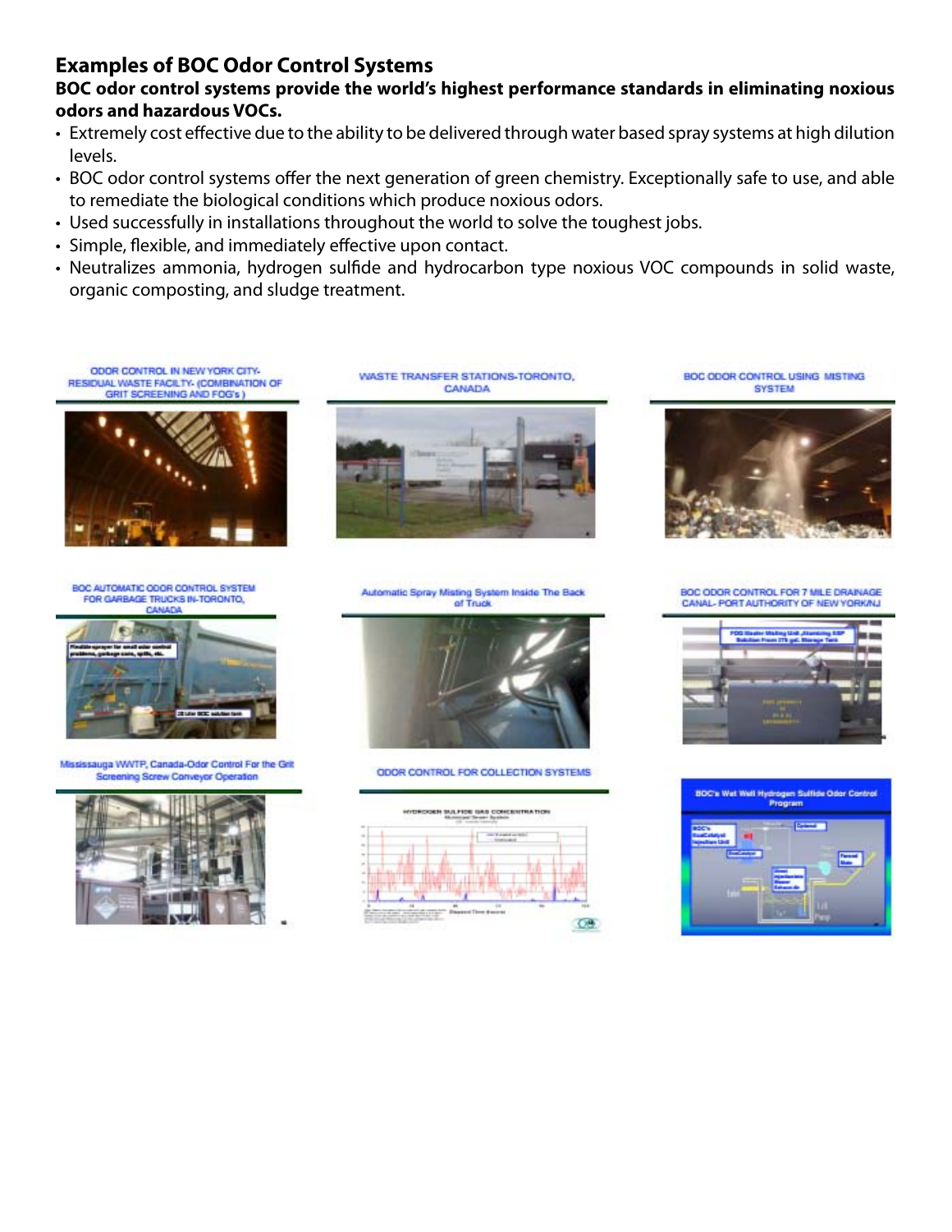## Examples of BOC Odor Control Systems

**BOC odor control systems provide the world's highest performance standards in eliminating noxious odors and hazardous VOCs.**

- Extremely cost effective due to the ability to be delivered through water based spray systems at high dilution levels.
- BOC odor control systems offer the next generation of green chemistry. Exceptionally safe to use, and able to remediate the biological conditions which produce noxious odors.
- Used successfully in installations throughout the world to solve the toughest jobs.
- Simple, flexible, and immediately effective upon contact.
- Neutralizes ammonia, hydrogen sulfide and hydrocarbon type noxious VOC compounds in solid waste, organic composting, and sludge treatment.

ODOR CONTROL IN NEW YORK CITY-RESIDUAL WASTE FACILTY- (COMBINATION OF GRIT SCREENING AND FOG's )

WASTE TRANSFER STATIONS-TORONTO, CANADA

BOC ODOR CONTROL USING MISTING SYSTEM

BOC AUTOMATIC ODOR CONTROL SYSTEM FOR GARBAGE TRUCKS IN-TORONTO, CANADA

Automatic Spray Misting System Inside The Back of Truck

BOC ODOR CONTROL FOR 7 MILE DRAINAGE CANAL- PORT AUTHORITY OF NEW YORK/NJ

Mississauga WWTP, Canada-Odor Control For the Grit Screening Screw Conveyor Operation

ODOR CONTROL FOR COLLECTION SYSTEMS

HYDROGEN SULFIDE GAS CONCENTRATION

BOC's Wet Well Hydrogen Sulfide Odor Control Program